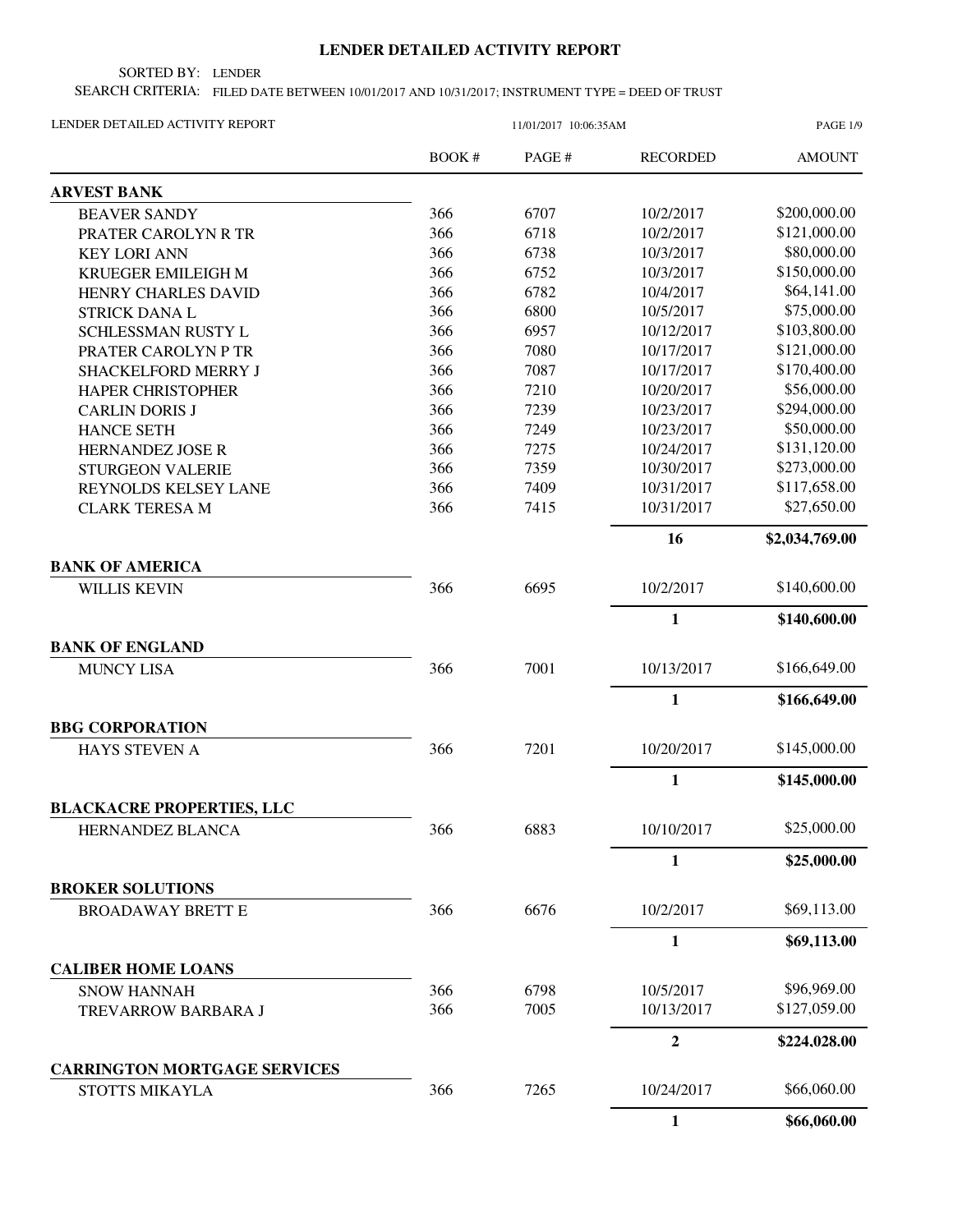# LENDER DETAILED ACTIVITY REPORT

SORTED BY: LENDER

SEARCH CRITERIA: FILED DATE BETWEEN 10/01/2017 AND 10/31/2017; INSTRUMENT TYPE = DEED OF TRUST

LENDER DETAILED ACTIVITY REPORT — 11/01/2017 10:06:35AM

| | BOOK # | PAGE # | RECORDED | AMOUNT |
|---|---|---|---|---|
| **ARVEST BANK** | | | | |
| BEAVER SANDY | 366 | 6707 | 10/2/2017 | $200,000.00 |
| PRATER CAROLYN R TR | 366 | 6718 | 10/2/2017 | $121,000.00 |
| KEY LORI ANN | 366 | 6738 | 10/3/2017 | $80,000.00 |
| KRUEGER EMILEIGH M | 366 | 6752 | 10/3/2017 | $150,000.00 |
| HENRY CHARLES DAVID | 366 | 6782 | 10/4/2017 | $64,141.00 |
| STRICK DANA L | 366 | 6800 | 10/5/2017 | $75,000.00 |
| SCHLESSMAN RUSTY L | 366 | 6957 | 10/12/2017 | $103,800.00 |
| PRATER CAROLYN P TR | 366 | 7080 | 10/17/2017 | $121,000.00 |
| SHACKELFORD MERRY J | 366 | 7087 | 10/17/2017 | $170,400.00 |
| HAPER CHRISTOPHER | 366 | 7210 | 10/20/2017 | $56,000.00 |
| CARLIN DORIS J | 366 | 7239 | 10/23/2017 | $294,000.00 |
| HANCE SETH | 366 | 7249 | 10/23/2017 | $50,000.00 |
| HERNANDEZ JOSE R | 366 | 7275 | 10/24/2017 | $131,120.00 |
| STURGEON VALERIE | 366 | 7359 | 10/30/2017 | $273,000.00 |
| REYNOLDS KELSEY LANE | 366 | 7409 | 10/31/2017 | $117,658.00 |
| CLARK TERESA M | 366 | 7415 | 10/31/2017 | $27,650.00 |
| | | | **16** | **$2,034,769.00** |
| **BANK OF AMERICA** | | | | |
| WILLIS KEVIN | 366 | 6695 | 10/2/2017 | $140,600.00 |
| | | | **1** | **$140,600.00** |
| **BANK OF ENGLAND** | | | | |
| MUNCY LISA | 366 | 7001 | 10/13/2017 | $166,649.00 |
| | | | **1** | **$166,649.00** |
| **BBG CORPORATION** | | | | |
| HAYS STEVEN A | 366 | 7201 | 10/20/2017 | $145,000.00 |
| | | | **1** | **$145,000.00** |
| **BLACKACRE PROPERTIES, LLC** | | | | |
| HERNANDEZ BLANCA | 366 | 6883 | 10/10/2017 | $25,000.00 |
| | | | **1** | **$25,000.00** |
| **BROKER SOLUTIONS** | | | | |
| BROADAWAY BRETT E | 366 | 6676 | 10/2/2017 | $69,113.00 |
| | | | **1** | **$69,113.00** |
| **CALIBER HOME LOANS** | | | | |
| SNOW HANNAH | 366 | 6798 | 10/5/2017 | $96,969.00 |
| TREVARROW BARBARA J | 366 | 7005 | 10/13/2017 | $127,059.00 |
| | | | **2** | **$224,028.00** |
| **CARRINGTON MORTGAGE SERVICES** | | | | |
| STOTTS MIKAYLA | 366 | 7265 | 10/24/2017 | $66,060.00 |
| | | | **1** | **$66,060.00** |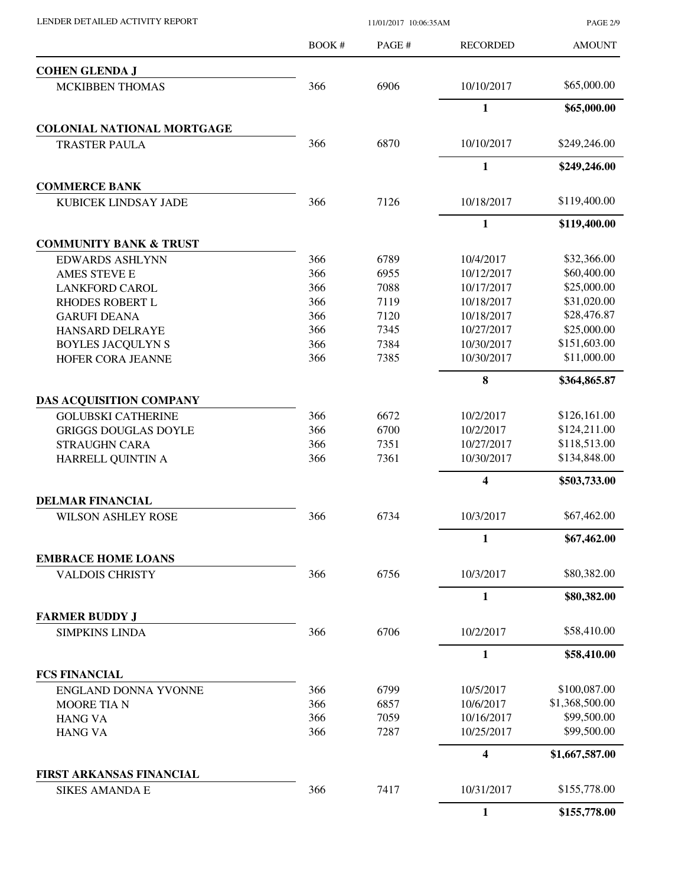| | BOOK # | PAGE # | RECORDED | AMOUNT |
|---|---|---|---|---|
| **COHEN GLENDA J** | | | | |
| MCKIBBEN THOMAS | 366 | 6906 | 10/10/2017 | $65,000.00 |
| | | | **1** | **$65,000.00** |
| **COLONIAL NATIONAL MORTGAGE** | | | | |
| TRASTER PAULA | 366 | 6870 | 10/10/2017 | $249,246.00 |
| | | | **1** | **$249,246.00** |
| **COMMERCE BANK** | | | | |
| KUBICEK LINDSAY JADE | 366 | 7126 | 10/18/2017 | $119,400.00 |
| | | | **1** | **$119,400.00** |
| **COMMUNITY BANK & TRUST** | | | | |
| EDWARDS ASHLYNN | 366 | 6789 | 10/4/2017 | $32,366.00 |
| AMES STEVE E | 366 | 6955 | 10/12/2017 | $60,400.00 |
| LANKFORD CAROL | 366 | 7088 | 10/17/2017 | $25,000.00 |
| RHODES ROBERT L | 366 | 7119 | 10/18/2017 | $31,020.00 |
| GARUFI DEANA | 366 | 7120 | 10/18/2017 | $28,476.87 |
| HANSARD DELRAYE | 366 | 7345 | 10/27/2017 | $25,000.00 |
| BOYLES JACQULYN S | 366 | 7384 | 10/30/2017 | $151,603.00 |
| HOFER CORA JEANNE | 366 | 7385 | 10/30/2017 | $11,000.00 |
| | | | **8** | **$364,865.87** |
| **DAS ACQUISITION COMPANY** | | | | |
| GOLUBSKI CATHERINE | 366 | 6672 | 10/2/2017 | $126,161.00 |
| GRIGGS DOUGLAS DOYLE | 366 | 6700 | 10/2/2017 | $124,211.00 |
| STRAUGHN CARA | 366 | 7351 | 10/27/2017 | $118,513.00 |
| HARRELL QUINTIN A | 366 | 7361 | 10/30/2017 | $134,848.00 |
| | | | **4** | **$503,733.00** |
| **DELMAR FINANCIAL** | | | | |
| WILSON ASHLEY ROSE | 366 | 6734 | 10/3/2017 | $67,462.00 |
| | | | **1** | **$67,462.00** |
| **EMBRACE HOME LOANS** | | | | |
| VALDOIS CHRISTY | 366 | 6756 | 10/3/2017 | $80,382.00 |
| | | | **1** | **$80,382.00** |
| **FARMER BUDDY J** | | | | |
| SIMPKINS LINDA | 366 | 6706 | 10/2/2017 | $58,410.00 |
| | | | **1** | **$58,410.00** |
| **FCS FINANCIAL** | | | | |
| ENGLAND DONNA YVONNE | 366 | 6799 | 10/5/2017 | $100,087.00 |
| MOORE TIA N | 366 | 6857 | 10/6/2017 | $1,368,500.00 |
| HANG VA | 366 | 7059 | 10/16/2017 | $99,500.00 |
| HANG VA | 366 | 7287 | 10/25/2017 | $99,500.00 |
| | | | **4** | **$1,667,587.00** |
| **FIRST ARKANSAS FINANCIAL** | | | | |
| SIKES AMANDA E | 366 | 7417 | 10/31/2017 | $155,778.00 |
| | | | **1** | **$155,778.00** |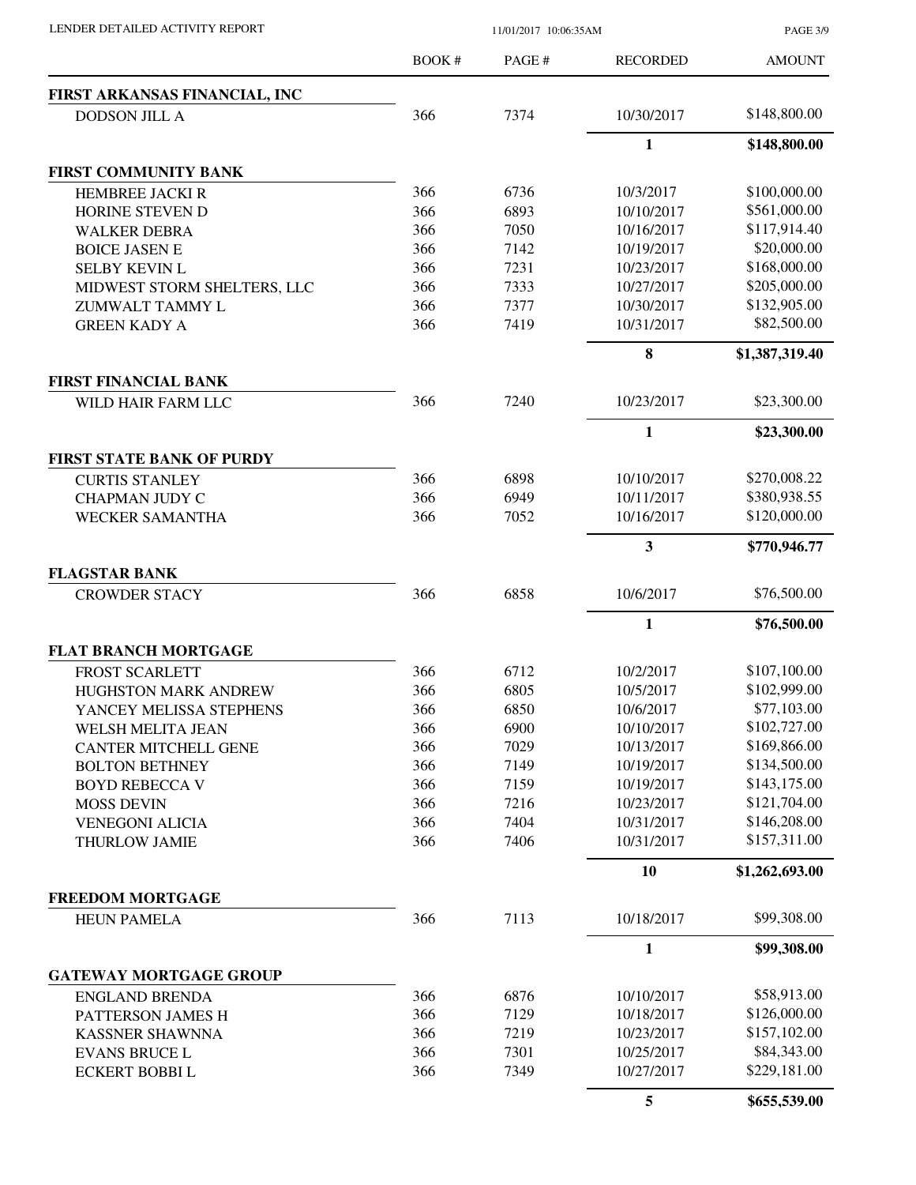| | BOOK # | PAGE # | RECORDED | AMOUNT |
|---|---|---|---|---|
| **FIRST ARKANSAS FINANCIAL, INC** | | | | |
| DODSON JILL A | 366 | 7374 | 10/30/2017 | $148,800.00 |
| | | | **1** | **$148,800.00** |
| **FIRST COMMUNITY BANK** | | | | |
| HEMBREE JACKI R | 366 | 6736 | 10/3/2017 | $100,000.00 |
| HORINE STEVEN D | 366 | 6893 | 10/10/2017 | $561,000.00 |
| WALKER DEBRA | 366 | 7050 | 10/16/2017 | $117,914.40 |
| BOICE JASEN E | 366 | 7142 | 10/19/2017 | $20,000.00 |
| SELBY KEVIN L | 366 | 7231 | 10/23/2017 | $168,000.00 |
| MIDWEST STORM SHELTERS, LLC | 366 | 7333 | 10/27/2017 | $205,000.00 |
| ZUMWALT TAMMY L | 366 | 7377 | 10/30/2017 | $132,905.00 |
| GREEN KADY A | 366 | 7419 | 10/31/2017 | $82,500.00 |
| | | | **8** | **$1,387,319.40** |
| **FIRST FINANCIAL BANK** | | | | |
| WILD HAIR FARM LLC | 366 | 7240 | 10/23/2017 | $23,300.00 |
| | | | **1** | **$23,300.00** |
| **FIRST STATE BANK OF PURDY** | | | | |
| CURTIS STANLEY | 366 | 6898 | 10/10/2017 | $270,008.22 |
| CHAPMAN JUDY C | 366 | 6949 | 10/11/2017 | $380,938.55 |
| WECKER SAMANTHA | 366 | 7052 | 10/16/2017 | $120,000.00 |
| | | | **3** | **$770,946.77** |
| **FLAGSTAR BANK** | | | | |
| CROWDER STACY | 366 | 6858 | 10/6/2017 | $76,500.00 |
| | | | **1** | **$76,500.00** |
| **FLAT BRANCH MORTGAGE** | | | | |
| FROST SCARLETT | 366 | 6712 | 10/2/2017 | $107,100.00 |
| HUGHSTON MARK ANDREW | 366 | 6805 | 10/5/2017 | $102,999.00 |
| YANCEY MELISSA STEPHENS | 366 | 6850 | 10/6/2017 | $77,103.00 |
| WELSH MELITA JEAN | 366 | 6900 | 10/10/2017 | $102,727.00 |
| CANTER MITCHELL GENE | 366 | 7029 | 10/13/2017 | $169,866.00 |
| BOLTON BETHNEY | 366 | 7149 | 10/19/2017 | $134,500.00 |
| BOYD REBECCA V | 366 | 7159 | 10/19/2017 | $143,175.00 |
| MOSS DEVIN | 366 | 7216 | 10/23/2017 | $121,704.00 |
| VENEGONI ALICIA | 366 | 7404 | 10/31/2017 | $146,208.00 |
| THURLOW JAMIE | 366 | 7406 | 10/31/2017 | $157,311.00 |
| | | | **10** | **$1,262,693.00** |
| **FREEDOM MORTGAGE** | | | | |
| HEUN PAMELA | 366 | 7113 | 10/18/2017 | $99,308.00 |
| | | | **1** | **$99,308.00** |
| **GATEWAY MORTGAGE GROUP** | | | | |
| ENGLAND BRENDA | 366 | 6876 | 10/10/2017 | $58,913.00 |
| PATTERSON JAMES H | 366 | 7129 | 10/18/2017 | $126,000.00 |
| KASSNER SHAWNNA | 366 | 7219 | 10/23/2017 | $157,102.00 |
| EVANS BRUCE L | 366 | 7301 | 10/25/2017 | $84,343.00 |
| ECKERT BOBBI L | 366 | 7349 | 10/27/2017 | $229,181.00 |
| | | | **5** | **$655,539.00** |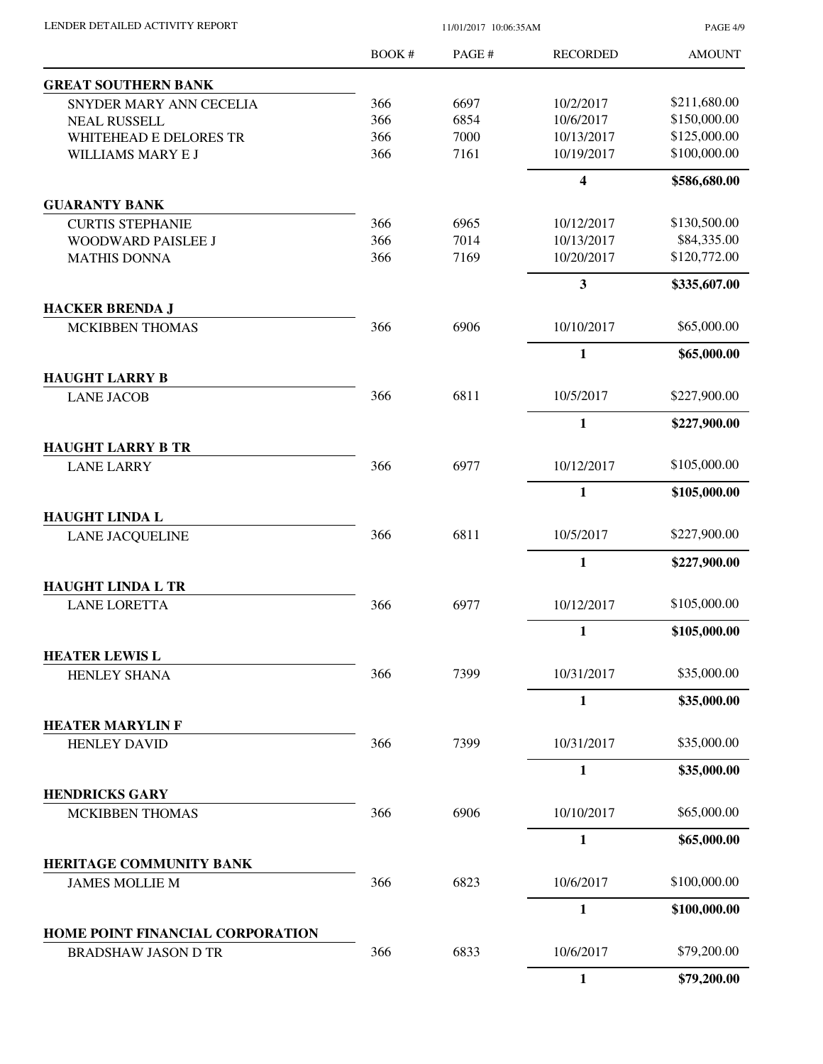| | BOOK # | PAGE # | RECORDED | AMOUNT |
|---|---|---|---|---|
| **GREAT SOUTHERN BANK** | | | | |
| SNYDER MARY ANN CECELIA | 366 | 6697 | 10/2/2017 | \$211,680.00 |
| NEAL RUSSELL | 366 | 6854 | 10/6/2017 | \$150,000.00 |
| WHITEHEAD E DELORES TR | 366 | 7000 | 10/13/2017 | \$125,000.00 |
| WILLIAMS MARY E J | 366 | 7161 | 10/19/2017 | \$100,000.00 |
| | | | **4** | **\$586,680.00** |
| **GUARANTY BANK** | | | | |
| CURTIS STEPHANIE | 366 | 6965 | 10/12/2017 | \$130,500.00 |
| WOODWARD PAISLEE J | 366 | 7014 | 10/13/2017 | \$84,335.00 |
| MATHIS DONNA | 366 | 7169 | 10/20/2017 | \$120,772.00 |
| | | | **3** | **\$335,607.00** |
| **HACKER BRENDA J** | | | | |
| MCKIBBEN THOMAS | 366 | 6906 | 10/10/2017 | \$65,000.00 |
| | | | **1** | **\$65,000.00** |
| **HAUGHT LARRY B** | | | | |
| LANE JACOB | 366 | 6811 | 10/5/2017 | \$227,900.00 |
| | | | **1** | **\$227,900.00** |
| **HAUGHT LARRY B TR** | | | | |
| LANE LARRY | 366 | 6977 | 10/12/2017 | \$105,000.00 |
| | | | **1** | **\$105,000.00** |
| **HAUGHT LINDA L** | | | | |
| LANE JACQUELINE | 366 | 6811 | 10/5/2017 | \$227,900.00 |
| | | | **1** | **\$227,900.00** |
| **HAUGHT LINDA L TR** | | | | |
| LANE LORETTA | 366 | 6977 | 10/12/2017 | \$105,000.00 |
| | | | **1** | **\$105,000.00** |
| **HEATER LEWIS L** | | | | |
| HENLEY SHANA | 366 | 7399 | 10/31/2017 | \$35,000.00 |
| | | | **1** | **\$35,000.00** |
| **HEATER MARYLIN F** | | | | |
| HENLEY DAVID | 366 | 7399 | 10/31/2017 | \$35,000.00 |
| | | | **1** | **\$35,000.00** |
| **HENDRICKS GARY** | | | | |
| MCKIBBEN THOMAS | 366 | 6906 | 10/10/2017 | \$65,000.00 |
| | | | **1** | **\$65,000.00** |
| **HERITAGE COMMUNITY BANK** | | | | |
| JAMES MOLLIE M | 366 | 6823 | 10/6/2017 | \$100,000.00 |
| | | | **1** | **\$100,000.00** |
| **HOME POINT FINANCIAL CORPORATION** | | | | |
| BRADSHAW JASON D TR | 366 | 6833 | 10/6/2017 | \$79,200.00 |
| | | | **1** | **\$79,200.00** |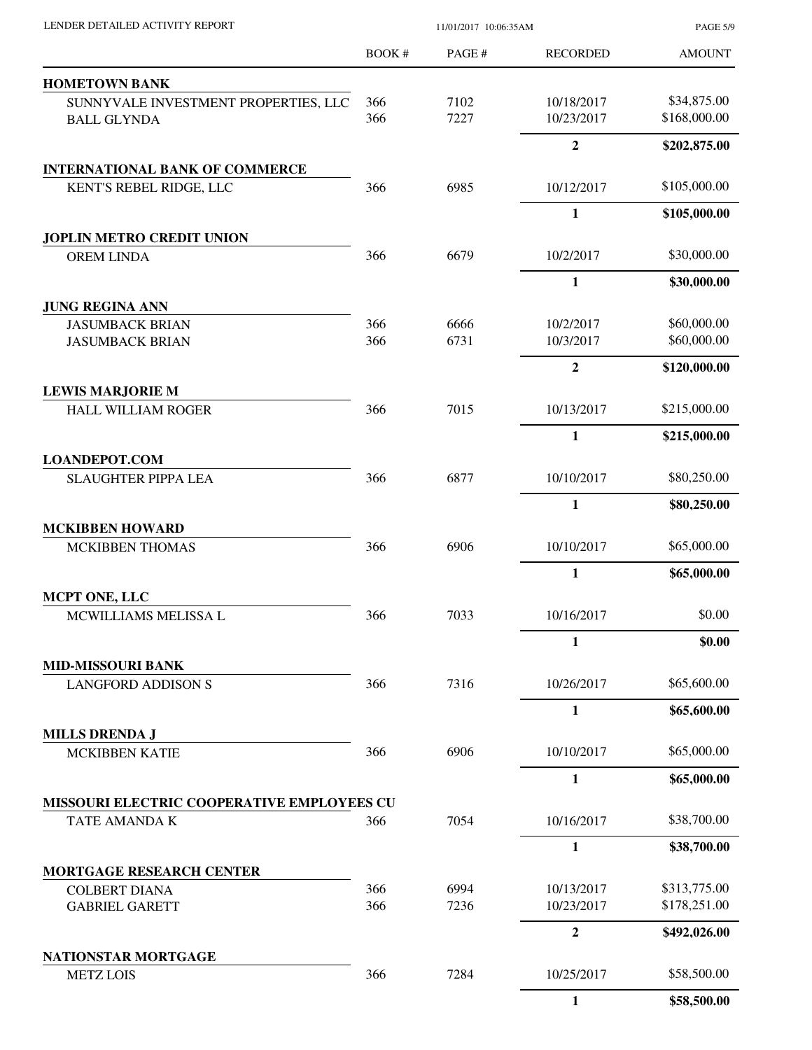| | BOOK # | PAGE # | RECORDED | AMOUNT |
|---|---|---|---|---|
| **HOMETOWN BANK** | | | | |
| SUNNYVALE INVESTMENT PROPERTIES, LLC | 366 | 7102 | 10/18/2017 | $34,875.00 |
| BALL GLYNDA | 366 | 7227 | 10/23/2017 | $168,000.00 |
| | | | **2** | **$202,875.00** |
| **INTERNATIONAL BANK OF COMMERCE** | | | | |
| KENT'S REBEL RIDGE, LLC | 366 | 6985 | 10/12/2017 | $105,000.00 |
| | | | **1** | **$105,000.00** |
| **JOPLIN METRO CREDIT UNION** | | | | |
| OREM LINDA | 366 | 6679 | 10/2/2017 | $30,000.00 |
| | | | **1** | **$30,000.00** |
| **JUNG REGINA ANN** | | | | |
| JASUMBACK BRIAN | 366 | 6666 | 10/2/2017 | $60,000.00 |
| JASUMBACK BRIAN | 366 | 6731 | 10/3/2017 | $60,000.00 |
| | | | **2** | **$120,000.00** |
| **LEWIS MARJORIE M** | | | | |
| HALL WILLIAM ROGER | 366 | 7015 | 10/13/2017 | $215,000.00 |
| | | | **1** | **$215,000.00** |
| **LOANDEPOT.COM** | | | | |
| SLAUGHTER PIPPA LEA | 366 | 6877 | 10/10/2017 | $80,250.00 |
| | | | **1** | **$80,250.00** |
| **MCKIBBEN HOWARD** | | | | |
| MCKIBBEN THOMAS | 366 | 6906 | 10/10/2017 | $65,000.00 |
| | | | **1** | **$65,000.00** |
| **MCPT ONE, LLC** | | | | |
| MCWILLIAMS MELISSA L | 366 | 7033 | 10/16/2017 | $0.00 |
| | | | **1** | **$0.00** |
| **MID-MISSOURI BANK** | | | | |
| LANGFORD ADDISON S | 366 | 7316 | 10/26/2017 | $65,600.00 |
| | | | **1** | **$65,600.00** |
| **MILLS DRENDA J** | | | | |
| MCKIBBEN KATIE | 366 | 6906 | 10/10/2017 | $65,000.00 |
| | | | **1** | **$65,000.00** |
| **MISSOURI ELECTRIC COOPERATIVE EMPLOYEES CU** | | | | |
| TATE AMANDA K | 366 | 7054 | 10/16/2017 | $38,700.00 |
| | | | **1** | **$38,700.00** |
| **MORTGAGE RESEARCH CENTER** | | | | |
| COLBERT DIANA | 366 | 6994 | 10/13/2017 | $313,775.00 |
| GABRIEL GARETT | 366 | 7236 | 10/23/2017 | $178,251.00 |
| | | | **2** | **$492,026.00** |
| **NATIONSTAR MORTGAGE** | | | | |
| METZ LOIS | 366 | 7284 | 10/25/2017 | $58,500.00 |
| | | | **1** | **$58,500.00** |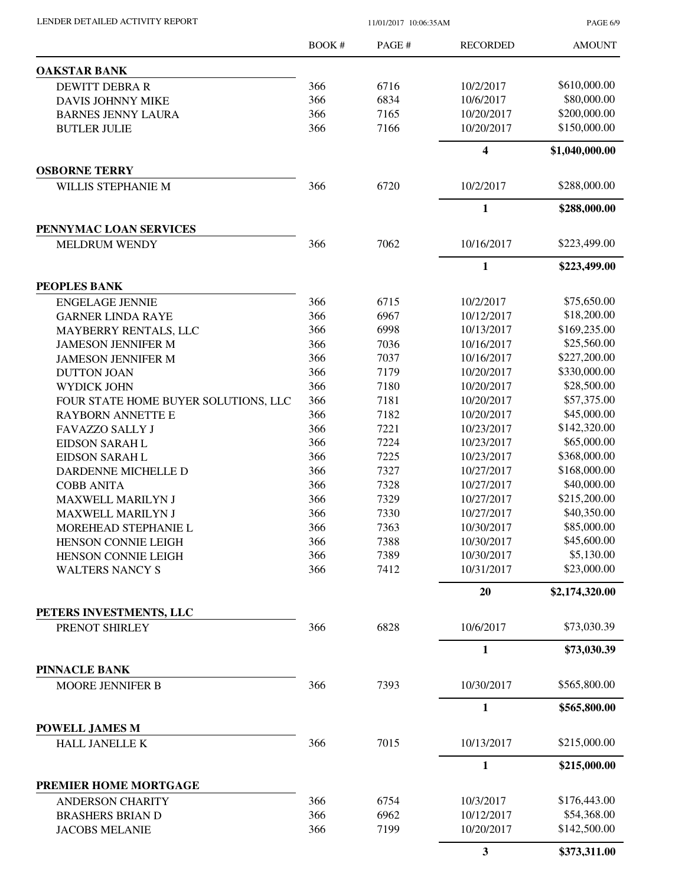LENDER DETAILED ACTIVITY REPORT — 11/01/2017 10:06:35AM

| | BOOK # | PAGE # | RECORDED | AMOUNT |
|---|---|---|---|---|
| **OAKSTAR BANK** | | | | |
| DEWITT DEBRA R | 366 | 6716 | 10/2/2017 | $610,000.00 |
| DAVIS JOHNNY MIKE | 366 | 6834 | 10/6/2017 | $80,000.00 |
| BARNES JENNY LAURA | 366 | 7165 | 10/20/2017 | $200,000.00 |
| BUTLER JULIE | 366 | 7166 | 10/20/2017 | $150,000.00 |
| | | | **4** | **$1,040,000.00** |
| **OSBORNE TERRY** | | | | |
| WILLIS STEPHANIE M | 366 | 6720 | 10/2/2017 | $288,000.00 |
| | | | **1** | **$288,000.00** |
| **PENNYMAC LOAN SERVICES** | | | | |
| MELDRUM WENDY | 366 | 7062 | 10/16/2017 | $223,499.00 |
| | | | **1** | **$223,499.00** |
| **PEOPLES BANK** | | | | |
| ENGELAGE JENNIE | 366 | 6715 | 10/2/2017 | $75,650.00 |
| GARNER LINDA RAYE | 366 | 6967 | 10/12/2017 | $18,200.00 |
| MAYBERRY RENTALS, LLC | 366 | 6998 | 10/13/2017 | $169,235.00 |
| JAMESON JENNIFER M | 366 | 7036 | 10/16/2017 | $25,560.00 |
| JAMESON JENNIFER M | 366 | 7037 | 10/16/2017 | $227,200.00 |
| DUTTON JOAN | 366 | 7179 | 10/20/2017 | $330,000.00 |
| WYDICK JOHN | 366 | 7180 | 10/20/2017 | $28,500.00 |
| FOUR STATE HOME BUYER SOLUTIONS, LLC | 366 | 7181 | 10/20/2017 | $57,375.00 |
| RAYBORN ANNETTE E | 366 | 7182 | 10/20/2017 | $45,000.00 |
| FAVAZZO SALLY J | 366 | 7221 | 10/23/2017 | $142,320.00 |
| EIDSON SARAH L | 366 | 7224 | 10/23/2017 | $65,000.00 |
| EIDSON SARAH L | 366 | 7225 | 10/23/2017 | $368,000.00 |
| DARDENNE MICHELLE D | 366 | 7327 | 10/27/2017 | $168,000.00 |
| COBB ANITA | 366 | 7328 | 10/27/2017 | $40,000.00 |
| MAXWELL MARILYN J | 366 | 7329 | 10/27/2017 | $215,200.00 |
| MAXWELL MARILYN J | 366 | 7330 | 10/27/2017 | $40,350.00 |
| MOREHEAD STEPHANIE L | 366 | 7363 | 10/30/2017 | $85,000.00 |
| HENSON CONNIE LEIGH | 366 | 7388 | 10/30/2017 | $45,600.00 |
| HENSON CONNIE LEIGH | 366 | 7389 | 10/30/2017 | $5,130.00 |
| WALTERS NANCY S | 366 | 7412 | 10/31/2017 | $23,000.00 |
| | | | **20** | **$2,174,320.00** |
| **PETERS INVESTMENTS, LLC** | | | | |
| PRENOT SHIRLEY | 366 | 6828 | 10/6/2017 | $73,030.39 |
| | | | **1** | **$73,030.39** |
| **PINNACLE BANK** | | | | |
| MOORE JENNIFER B | 366 | 7393 | 10/30/2017 | $565,800.00 |
| | | | **1** | **$565,800.00** |
| **POWELL JAMES M** | | | | |
| HALL JANELLE K | 366 | 7015 | 10/13/2017 | $215,000.00 |
| | | | **1** | **$215,000.00** |
| **PREMIER HOME MORTGAGE** | | | | |
| ANDERSON CHARITY | 366 | 6754 | 10/3/2017 | $176,443.00 |
| BRASHERS BRIAN D | 366 | 6962 | 10/12/2017 | $54,368.00 |
| JACOBS MELANIE | 366 | 7199 | 10/20/2017 | $142,500.00 |
| | | | **3** | **$373,311.00** |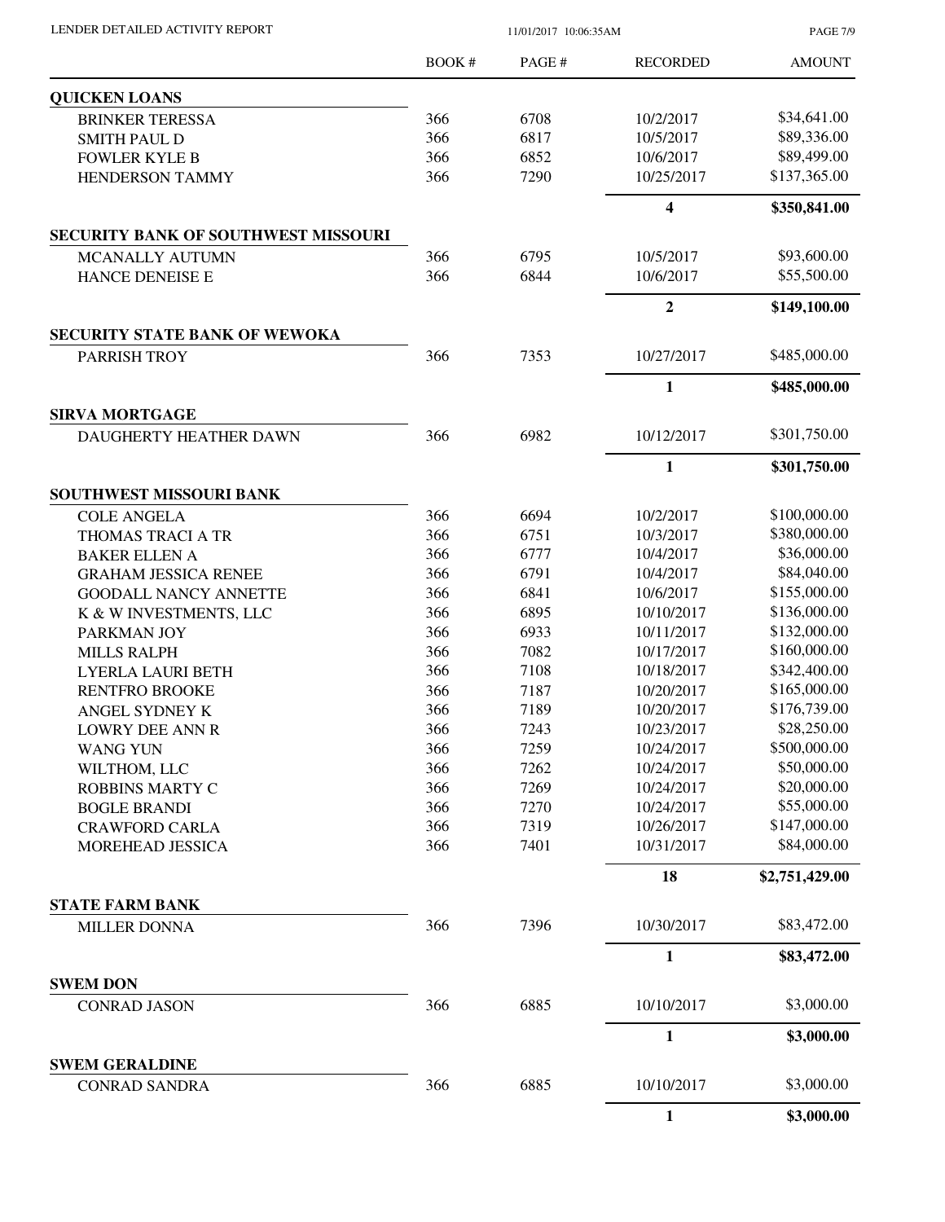| | BOOK # | PAGE # | RECORDED | AMOUNT |
|---|---|---|---|---|
| **QUICKEN LOANS** | | | | |
| BRINKER TERESSA | 366 | 6708 | 10/2/2017 | $34,641.00 |
| SMITH PAUL D | 366 | 6817 | 10/5/2017 | $89,336.00 |
| FOWLER KYLE B | 366 | 6852 | 10/6/2017 | $89,499.00 |
| HENDERSON TAMMY | 366 | 7290 | 10/25/2017 | $137,365.00 |
| | | | **4** | **$350,841.00** |
| **SECURITY BANK OF SOUTHWEST MISSOURI** | | | | |
| MCANALLY AUTUMN | 366 | 6795 | 10/5/2017 | $93,600.00 |
| HANCE DENEISE E | 366 | 6844 | 10/6/2017 | $55,500.00 |
| | | | **2** | **$149,100.00** |
| **SECURITY STATE BANK OF WEWOKA** | | | | |
| PARRISH TROY | 366 | 7353 | 10/27/2017 | $485,000.00 |
| | | | **1** | **$485,000.00** |
| **SIRVA MORTGAGE** | | | | |
| DAUGHERTY HEATHER DAWN | 366 | 6982 | 10/12/2017 | $301,750.00 |
| | | | **1** | **$301,750.00** |
| **SOUTHWEST MISSOURI BANK** | | | | |
| COLE ANGELA | 366 | 6694 | 10/2/2017 | $100,000.00 |
| THOMAS TRACI A TR | 366 | 6751 | 10/3/2017 | $380,000.00 |
| BAKER ELLEN A | 366 | 6777 | 10/4/2017 | $36,000.00 |
| GRAHAM JESSICA RENEE | 366 | 6791 | 10/4/2017 | $84,040.00 |
| GOODALL NANCY ANNETTE | 366 | 6841 | 10/6/2017 | $155,000.00 |
| K & W INVESTMENTS, LLC | 366 | 6895 | 10/10/2017 | $136,000.00 |
| PARKMAN JOY | 366 | 6933 | 10/11/2017 | $132,000.00 |
| MILLS RALPH | 366 | 7082 | 10/17/2017 | $160,000.00 |
| LYERLA LAURI BETH | 366 | 7108 | 10/18/2017 | $342,400.00 |
| RENTFRO BROOKE | 366 | 7187 | 10/20/2017 | $165,000.00 |
| ANGEL SYDNEY K | 366 | 7189 | 10/20/2017 | $176,739.00 |
| LOWRY DEE ANN R | 366 | 7243 | 10/23/2017 | $28,250.00 |
| WANG YUN | 366 | 7259 | 10/24/2017 | $500,000.00 |
| WILTHOM, LLC | 366 | 7262 | 10/24/2017 | $50,000.00 |
| ROBBINS MARTY C | 366 | 7269 | 10/24/2017 | $20,000.00 |
| BOGLE BRANDI | 366 | 7270 | 10/24/2017 | $55,000.00 |
| CRAWFORD CARLA | 366 | 7319 | 10/26/2017 | $147,000.00 |
| MOREHEAD JESSICA | 366 | 7401 | 10/31/2017 | $84,000.00 |
| | | | **18** | **$2,751,429.00** |
| **STATE FARM BANK** | | | | |
| MILLER DONNA | 366 | 7396 | 10/30/2017 | $83,472.00 |
| | | | **1** | **$83,472.00** |
| **SWEM DON** | | | | |
| CONRAD JASON | 366 | 6885 | 10/10/2017 | $3,000.00 |
| | | | **1** | **$3,000.00** |
| **SWEM GERALDINE** | | | | |
| CONRAD SANDRA | 366 | 6885 | 10/10/2017 | $3,000.00 |
| | | | **1** | **$3,000.00** |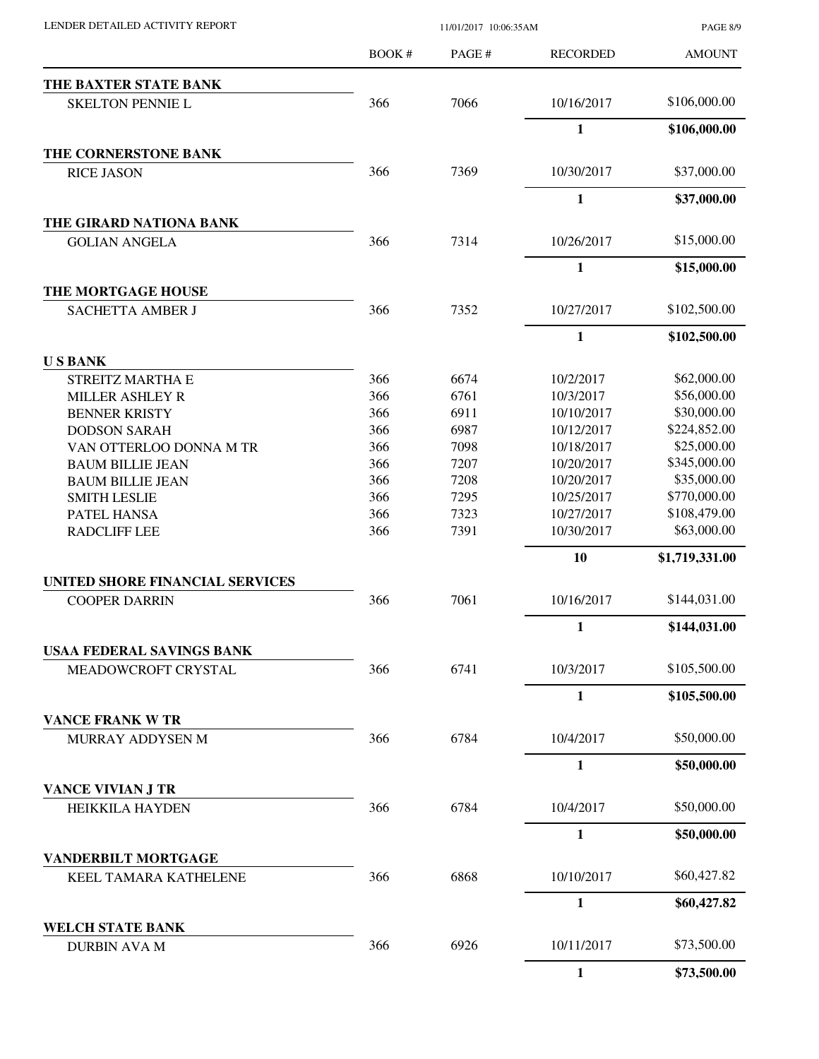| | BOOK # | PAGE # | RECORDED | AMOUNT |
|---|---|---|---|---|
| **THE BAXTER STATE BANK** | | | | |
| SKELTON PENNIE L | 366 | 7066 | 10/16/2017 | $106,000.00 |
| | | | **1** | **$106,000.00** |
| **THE CORNERSTONE BANK** | | | | |
| RICE JASON | 366 | 7369 | 10/30/2017 | $37,000.00 |
| | | | **1** | **$37,000.00** |
| **THE GIRARD NATIONA BANK** | | | | |
| GOLIAN ANGELA | 366 | 7314 | 10/26/2017 | $15,000.00 |
| | | | **1** | **$15,000.00** |
| **THE MORTGAGE HOUSE** | | | | |
| SACHETTA AMBER J | 366 | 7352 | 10/27/2017 | $102,500.00 |
| | | | **1** | **$102,500.00** |
| **U S BANK** | | | | |
| STREITZ MARTHA E | 366 | 6674 | 10/2/2017 | $62,000.00 |
| MILLER ASHLEY R | 366 | 6761 | 10/3/2017 | $56,000.00 |
| BENNER KRISTY | 366 | 6911 | 10/10/2017 | $30,000.00 |
| DODSON SARAH | 366 | 6987 | 10/12/2017 | $224,852.00 |
| VAN OTTERLOO DONNA M TR | 366 | 7098 | 10/18/2017 | $25,000.00 |
| BAUM BILLIE JEAN | 366 | 7207 | 10/20/2017 | $345,000.00 |
| BAUM BILLIE JEAN | 366 | 7208 | 10/20/2017 | $35,000.00 |
| SMITH LESLIE | 366 | 7295 | 10/25/2017 | $770,000.00 |
| PATEL HANSA | 366 | 7323 | 10/27/2017 | $108,479.00 |
| RADCLIFF LEE | 366 | 7391 | 10/30/2017 | $63,000.00 |
| | | | **10** | **$1,719,331.00** |
| **UNITED SHORE FINANCIAL SERVICES** | | | | |
| COOPER DARRIN | 366 | 7061 | 10/16/2017 | $144,031.00 |
| | | | **1** | **$144,031.00** |
| **USAA FEDERAL SAVINGS BANK** | | | | |
| MEADOWCROFT CRYSTAL | 366 | 6741 | 10/3/2017 | $105,500.00 |
| | | | **1** | **$105,500.00** |
| **VANCE FRANK W TR** | | | | |
| MURRAY ADDYSEN M | 366 | 6784 | 10/4/2017 | $50,000.00 |
| | | | **1** | **$50,000.00** |
| **VANCE VIVIAN J TR** | | | | |
| HEIKKILA HAYDEN | 366 | 6784 | 10/4/2017 | $50,000.00 |
| | | | **1** | **$50,000.00** |
| **VANDERBILT MORTGAGE** | | | | |
| KEEL TAMARA KATHELENE | 366 | 6868 | 10/10/2017 | $60,427.82 |
| | | | **1** | **$60,427.82** |
| **WELCH STATE BANK** | | | | |
| DURBIN AVA M | 366 | 6926 | 10/11/2017 | $73,500.00 |
| | | | **1** | **$73,500.00** |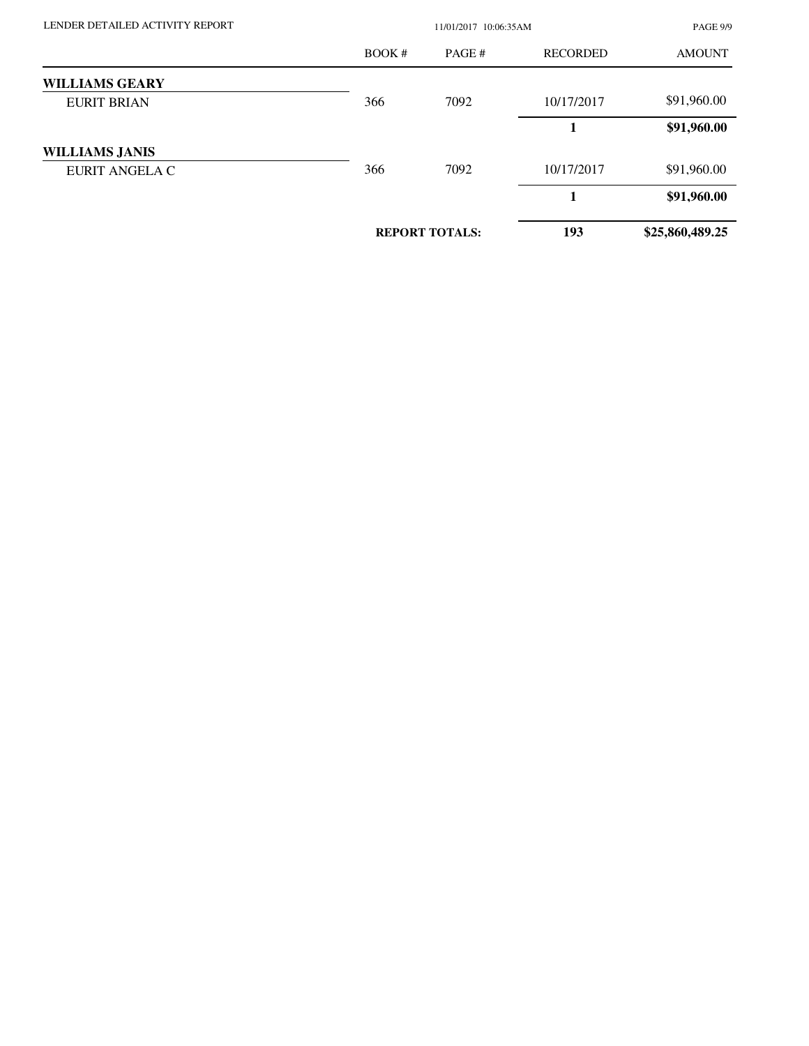| | BOOK # | PAGE # | RECORDED | AMOUNT |
|---|---|---|---|---|
| **WILLIAMS GEARY** | | | | |
| EURIT BRIAN | 366 | 7092 | 10/17/2017 | $91,960.00 |
| | | | **1** | **$91,960.00** |
| **WILLIAMS JANIS** | | | | |
| EURIT ANGELA C | 366 | 7092 | 10/17/2017 | $91,960.00 |
| | | | **1** | **$91,960.00** |
| | **REPORT TOTALS:** | | **193** | **$25,860,489.25** |